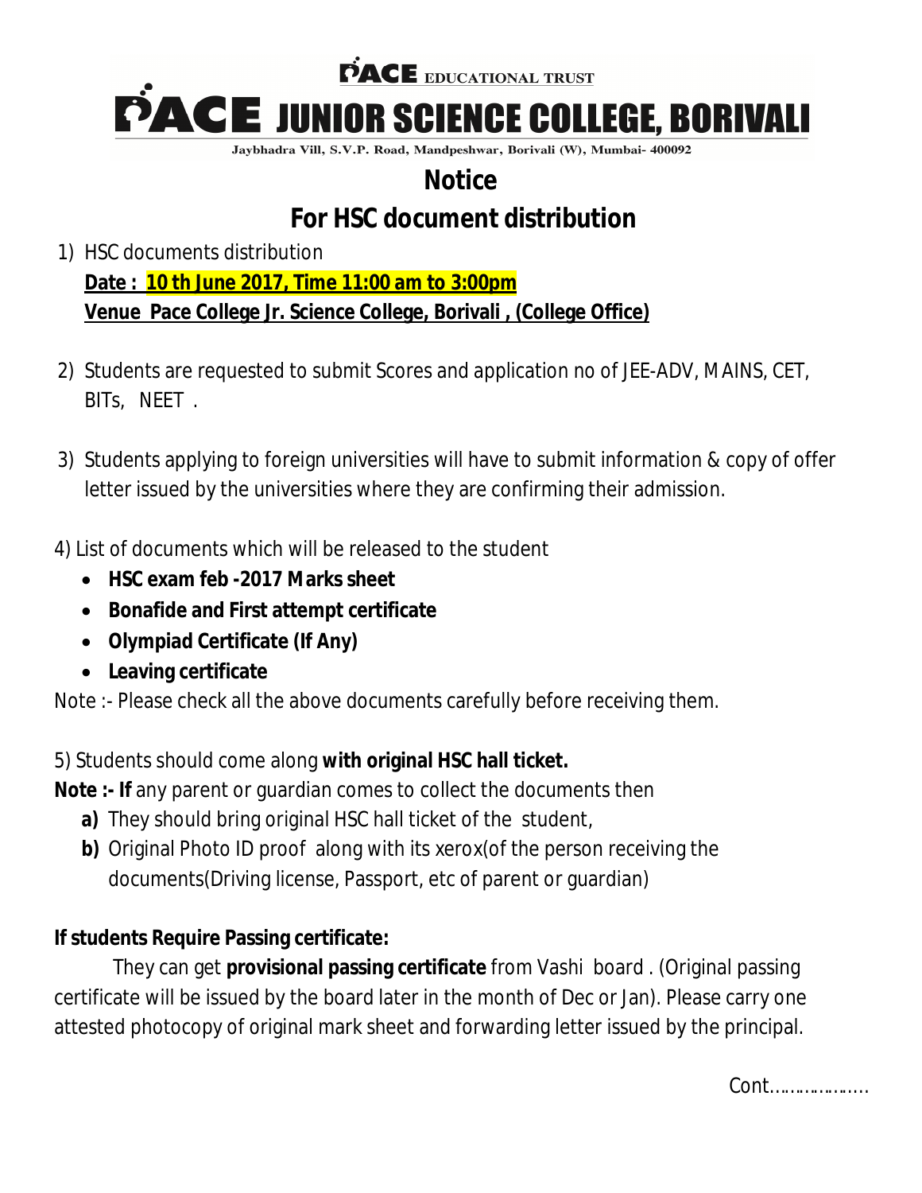PACE EDUCATIONAL TRUST

# PACE JUNIOR SCIENCE COLLEGE, BORIVALI

Jaybhadra Vill, S.V.P. Road, Mandpeshwar, Borivali (W), Mumbai- 400092

## Notice

## For HSC document distribution

1) HSC documents distribution

   **Date : 10 th June 2017, Time 11:00 am to 3:00pm**

   **Venue Pace College Jr. Science College, Borivali , (College Office)**

2) Students are requested to submit Scores and application no of JEE-ADV, MAINS, CET, BITs, NEET .

3) Students applying to foreign universities will have to submit information & copy of offer letter issued by the universities where they are confirming their admission.

4) List of documents which will be released to the student

   - **HSC exam feb -2017 Marks sheet**
   - **Bonafide and First attempt certificate**
   - **Olympiad Certificate (If Any)**
   - **Leaving certificate**

Note :- Please check all the above documents carefully before receiving them.

5) Students should come along **with original HSC hall ticket.**

**Note :- If** any parent or guardian comes to collect the documents then

   **a)** They should bring original HSC hall ticket of the student,

   **b)** Original Photo ID proof along with its xerox(of the person receiving the documents(Driving license, Passport, etc of parent or guardian)

**If students Require Passing certificate:**

They can get **provisional passing certificate** from Vashi board . (Original passing certificate will be issued by the board later in the month of Dec or Jan). Please carry one attested photocopy of original mark sheet and forwarding letter issued by the principal.

Cont…………………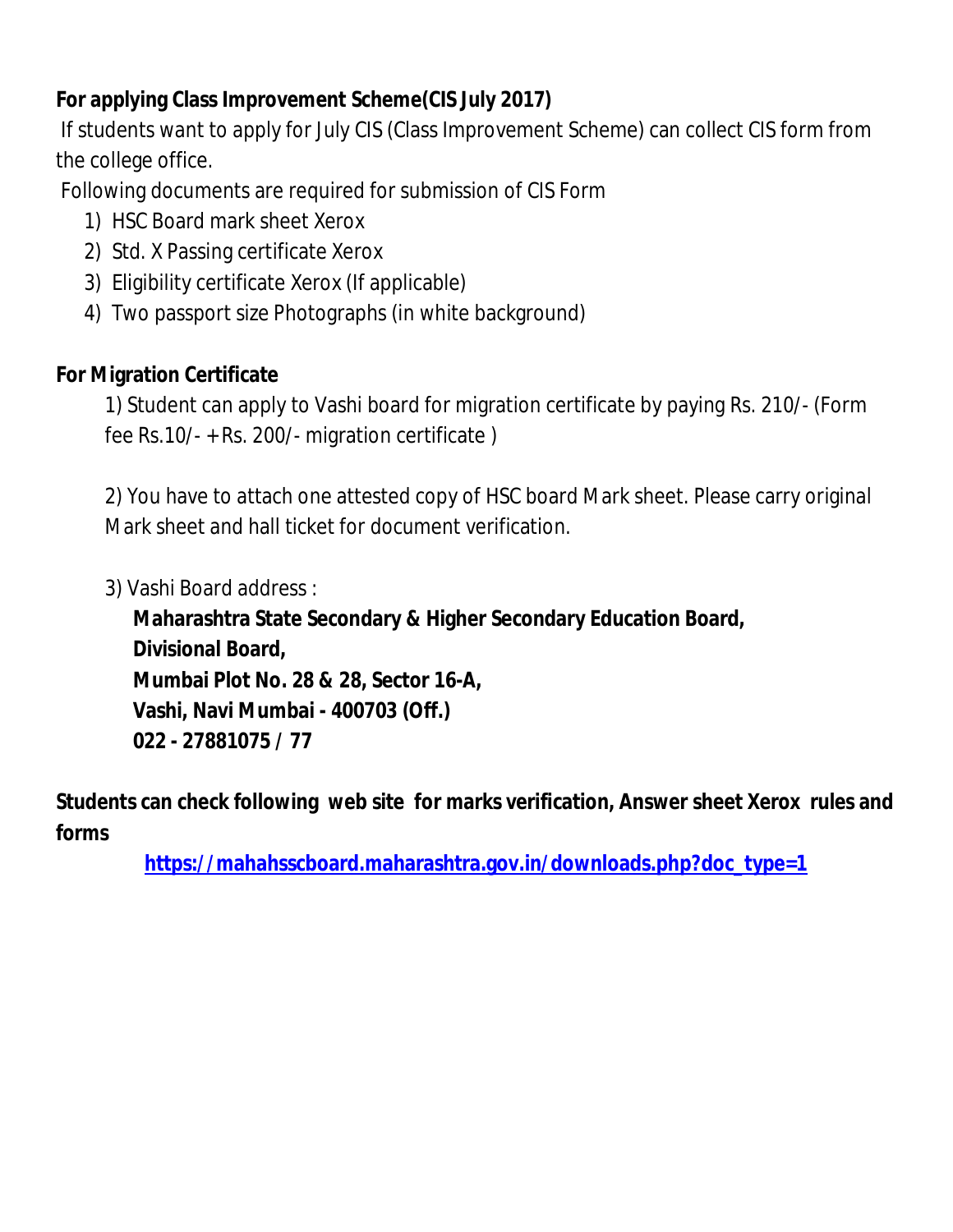**For applying Class Improvement Scheme(CIS July 2017)**

If students want to apply for July CIS (Class Improvement Scheme) can collect CIS form from the college office.

Following documents are required for submission of CIS Form

1) HSC Board mark sheet Xerox
2) Std. X Passing certificate Xerox
3) Eligibility certificate Xerox (If applicable)
4) Two passport size Photographs (in white background)

**For Migration Certificate**

1) Student can apply to Vashi board for migration certificate by paying Rs. 210/- (Form fee Rs.10/- + Rs. 200/- migration certificate )

2) You have to attach one attested copy of HSC board Mark sheet. Please carry original Mark sheet and hall ticket for document verification.

3) Vashi Board address :

**Maharashtra State Secondary & Higher Secondary Education Board,**
**Divisional Board,**
**Mumbai Plot No. 28 & 28, Sector 16-A,**
**Vashi, Navi Mumbai - 400703 (Off.)**
**022 - 27881075 / 77**

**Students can check following web site for marks verification, Answer sheet Xerox rules and forms**

**https://mahahsscboard.maharashtra.gov.in/downloads.php?doc_type=1**